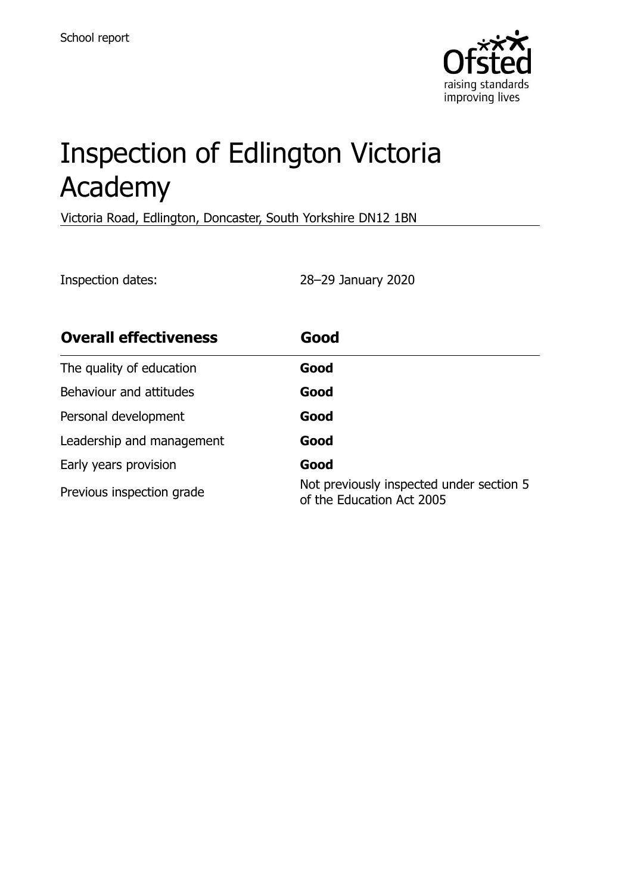School report

# Inspection of Edlington Victoria Academy

Victoria Road, Edlington, Doncaster, South Yorkshire DN12 1BN

Inspection dates: 28–29 January 2020

| **Overall effectiveness** | **Good** |
| --- | --- |
| The quality of education | **Good** |
| Behaviour and attitudes | **Good** |
| Personal development | **Good** |
| Leadership and management | **Good** |
| Early years provision | **Good** |
| Previous inspection grade | Not previously inspected under section 5 of the Education Act 2005 |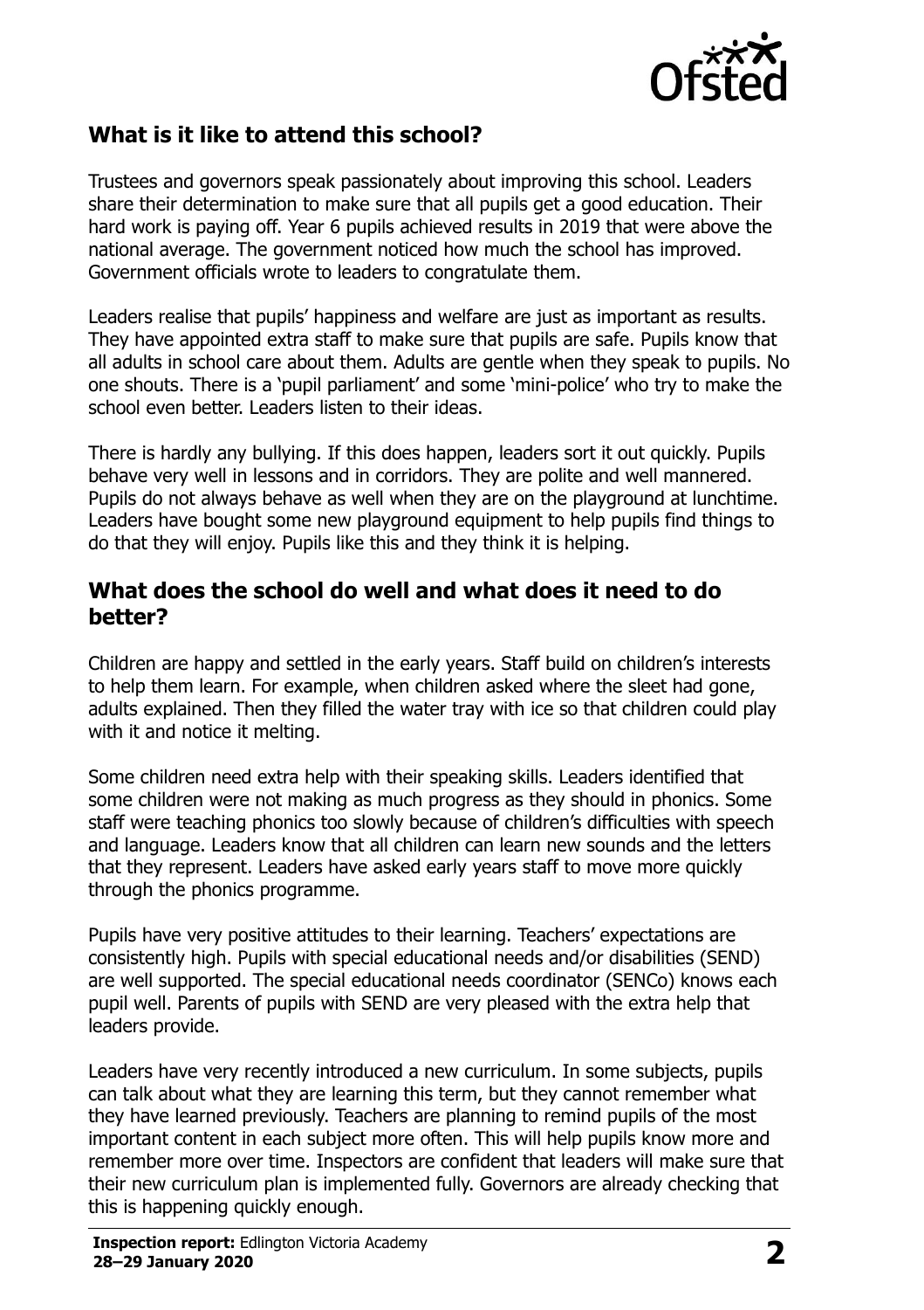## What is it like to attend this school?

Trustees and governors speak passionately about improving this school. Leaders share their determination to make sure that all pupils get a good education. Their hard work is paying off. Year 6 pupils achieved results in 2019 that were above the national average. The government noticed how much the school has improved. Government officials wrote to leaders to congratulate them.

Leaders realise that pupils' happiness and welfare are just as important as results. They have appointed extra staff to make sure that pupils are safe. Pupils know that all adults in school care about them. Adults are gentle when they speak to pupils. No one shouts. There is a 'pupil parliament' and some 'mini-police' who try to make the school even better. Leaders listen to their ideas.

There is hardly any bullying. If this does happen, leaders sort it out quickly. Pupils behave very well in lessons and in corridors. They are polite and well mannered. Pupils do not always behave as well when they are on the playground at lunchtime. Leaders have bought some new playground equipment to help pupils find things to do that they will enjoy. Pupils like this and they think it is helping.

## What does the school do well and what does it need to do better?

Children are happy and settled in the early years. Staff build on children's interests to help them learn. For example, when children asked where the sleet had gone, adults explained. Then they filled the water tray with ice so that children could play with it and notice it melting.

Some children need extra help with their speaking skills. Leaders identified that some children were not making as much progress as they should in phonics. Some staff were teaching phonics too slowly because of children's difficulties with speech and language. Leaders know that all children can learn new sounds and the letters that they represent. Leaders have asked early years staff to move more quickly through the phonics programme.

Pupils have very positive attitudes to their learning. Teachers' expectations are consistently high. Pupils with special educational needs and/or disabilities (SEND) are well supported. The special educational needs coordinator (SENCo) knows each pupil well. Parents of pupils with SEND are very pleased with the extra help that leaders provide.

Leaders have very recently introduced a new curriculum. In some subjects, pupils can talk about what they are learning this term, but they cannot remember what they have learned previously. Teachers are planning to remind pupils of the most important content in each subject more often. This will help pupils know more and remember more over time. Inspectors are confident that leaders will make sure that their new curriculum plan is implemented fully. Governors are already checking that this is happening quickly enough.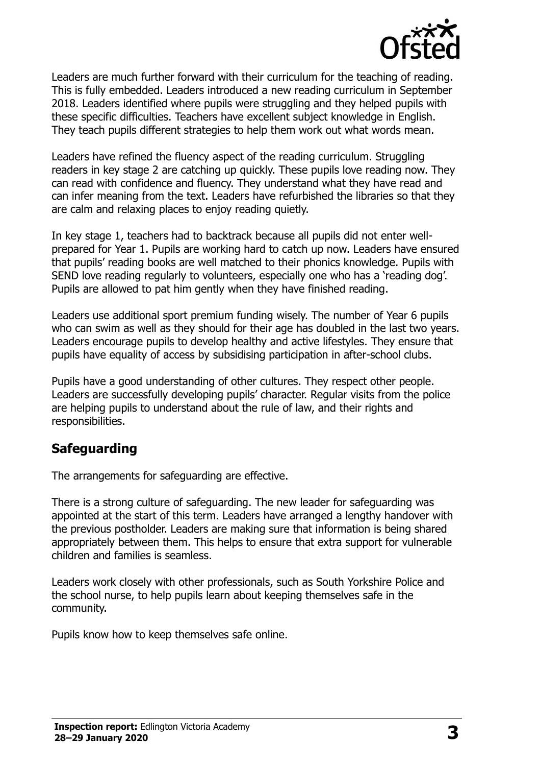Leaders are much further forward with their curriculum for the teaching of reading. This is fully embedded. Leaders introduced a new reading curriculum in September 2018. Leaders identified where pupils were struggling and they helped pupils with these specific difficulties. Teachers have excellent subject knowledge in English. They teach pupils different strategies to help them work out what words mean.

Leaders have refined the fluency aspect of the reading curriculum. Struggling readers in key stage 2 are catching up quickly. These pupils love reading now. They can read with confidence and fluency. They understand what they have read and can infer meaning from the text. Leaders have refurbished the libraries so that they are calm and relaxing places to enjoy reading quietly.

In key stage 1, teachers had to backtrack because all pupils did not enter well-prepared for Year 1. Pupils are working hard to catch up now. Leaders have ensured that pupils' reading books are well matched to their phonics knowledge. Pupils with SEND love reading regularly to volunteers, especially one who has a 'reading dog'. Pupils are allowed to pat him gently when they have finished reading.

Leaders use additional sport premium funding wisely. The number of Year 6 pupils who can swim as well as they should for their age has doubled in the last two years. Leaders encourage pupils to develop healthy and active lifestyles. They ensure that pupils have equality of access by subsidising participation in after-school clubs.

Pupils have a good understanding of other cultures. They respect other people. Leaders are successfully developing pupils' character. Regular visits from the police are helping pupils to understand about the rule of law, and their rights and responsibilities.

## Safeguarding

The arrangements for safeguarding are effective.

There is a strong culture of safeguarding. The new leader for safeguarding was appointed at the start of this term. Leaders have arranged a lengthy handover with the previous postholder. Leaders are making sure that information is being shared appropriately between them. This helps to ensure that extra support for vulnerable children and families is seamless.

Leaders work closely with other professionals, such as South Yorkshire Police and the school nurse, to help pupils learn about keeping themselves safe in the community.

Pupils know how to keep themselves safe online.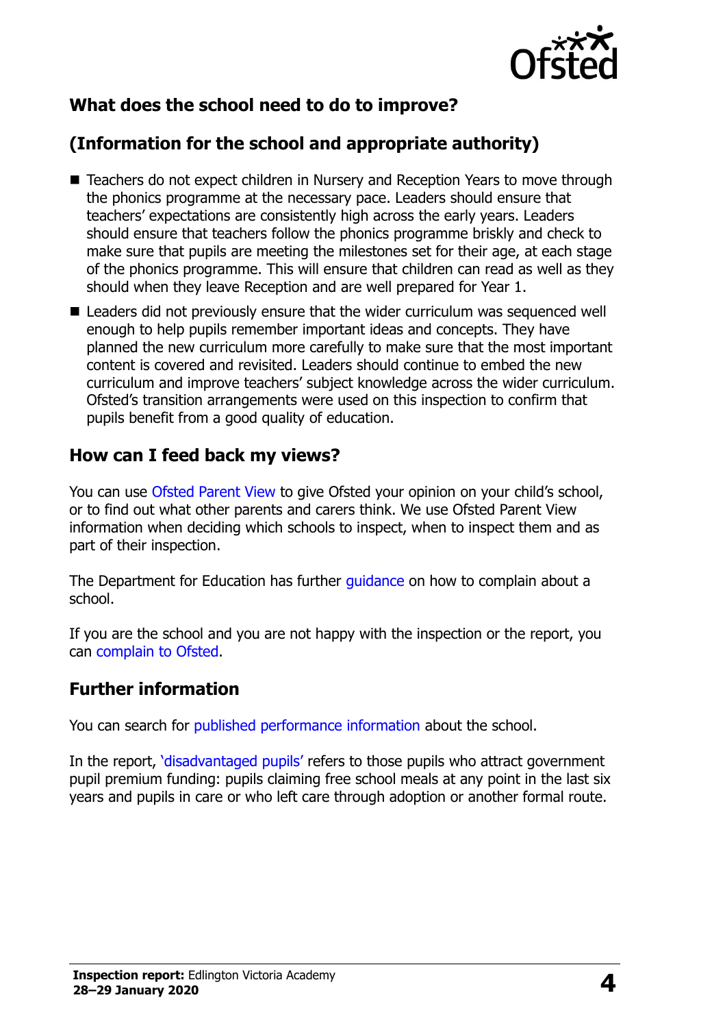## What does the school need to do to improve?

## (Information for the school and appropriate authority)

- Teachers do not expect children in Nursery and Reception Years to move through the phonics programme at the necessary pace. Leaders should ensure that teachers' expectations are consistently high across the early years. Leaders should ensure that teachers follow the phonics programme briskly and check to make sure that pupils are meeting the milestones set for their age, at each stage of the phonics programme. This will ensure that children can read as well as they should when they leave Reception and are well prepared for Year 1.
- Leaders did not previously ensure that the wider curriculum was sequenced well enough to help pupils remember important ideas and concepts. They have planned the new curriculum more carefully to make sure that the most important content is covered and revisited. Leaders should continue to embed the new curriculum and improve teachers' subject knowledge across the wider curriculum. Ofsted's transition arrangements were used on this inspection to confirm that pupils benefit from a good quality of education.

## How can I feed back my views?

You can use Ofsted Parent View to give Ofsted your opinion on your child's school, or to find out what other parents and carers think. We use Ofsted Parent View information when deciding which schools to inspect, when to inspect them and as part of their inspection.

The Department for Education has further guidance on how to complain about a school.

If you are the school and you are not happy with the inspection or the report, you can complain to Ofsted.

## Further information

You can search for published performance information about the school.

In the report, 'disadvantaged pupils' refers to those pupils who attract government pupil premium funding: pupils claiming free school meals at any point in the last six years and pupils in care or who left care through adoption or another formal route.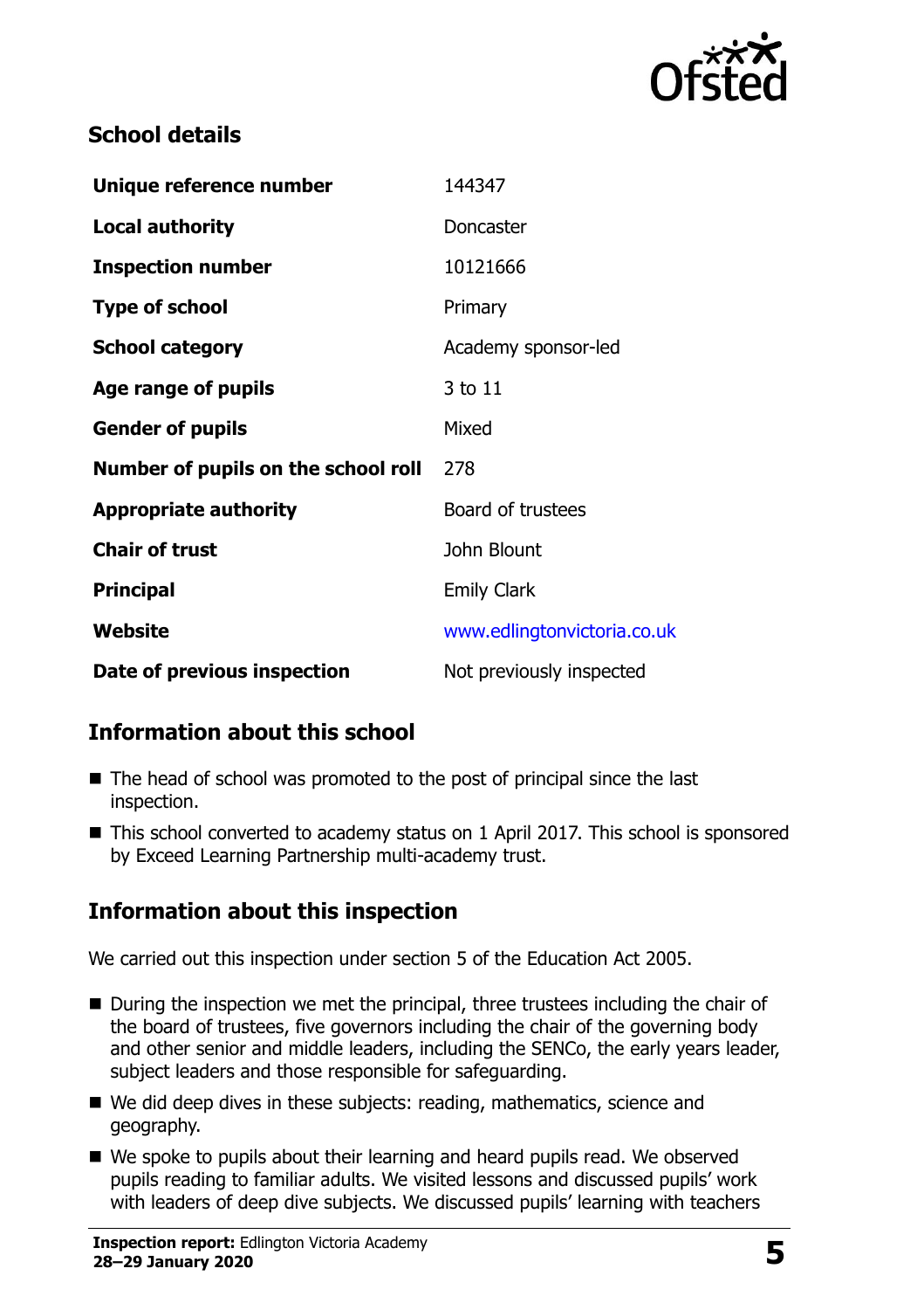## School details

| | |
|---|---|
| **Unique reference number** | 144347 |
| **Local authority** | Doncaster |
| **Inspection number** | 10121666 |
| **Type of school** | Primary |
| **School category** | Academy sponsor-led |
| **Age range of pupils** | 3 to 11 |
| **Gender of pupils** | Mixed |
| **Number of pupils on the school roll** | 278 |
| **Appropriate authority** | Board of trustees |
| **Chair of trust** | John Blount |
| **Principal** | Emily Clark |
| **Website** | www.edlingtonvictoria.co.uk |
| **Date of previous inspection** | Not previously inspected |

## Information about this school

- The head of school was promoted to the post of principal since the last inspection.
- This school converted to academy status on 1 April 2017. This school is sponsored by Exceed Learning Partnership multi-academy trust.

## Information about this inspection

We carried out this inspection under section 5 of the Education Act 2005.

- During the inspection we met the principal, three trustees including the chair of the board of trustees, five governors including the chair of the governing body and other senior and middle leaders, including the SENCo, the early years leader, subject leaders and those responsible for safeguarding.
- We did deep dives in these subjects: reading, mathematics, science and geography.
- We spoke to pupils about their learning and heard pupils read. We observed pupils reading to familiar adults. We visited lessons and discussed pupils' work with leaders of deep dive subjects. We discussed pupils' learning with teachers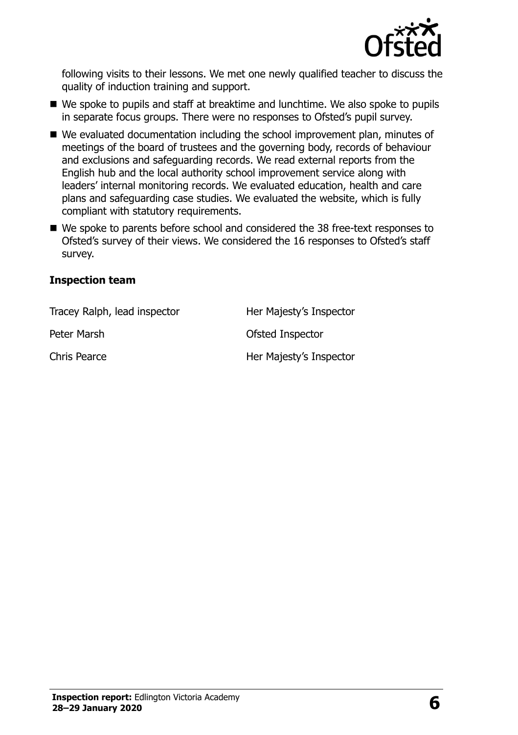following visits to their lessons. We met one newly qualified teacher to discuss the quality of induction training and support.

- We spoke to pupils and staff at breaktime and lunchtime. We also spoke to pupils in separate focus groups. There were no responses to Ofsted's pupil survey.
- We evaluated documentation including the school improvement plan, minutes of meetings of the board of trustees and the governing body, records of behaviour and exclusions and safeguarding records. We read external reports from the English hub and the local authority school improvement service along with leaders' internal monitoring records. We evaluated education, health and care plans and safeguarding case studies. We evaluated the website, which is fully compliant with statutory requirements.
- We spoke to parents before school and considered the 38 free-text responses to Ofsted's survey of their views. We considered the 16 responses to Ofsted's staff survey.

### Inspection team

| | |
|---|---|
| Tracey Ralph, lead inspector | Her Majesty's Inspector |
| Peter Marsh | Ofsted Inspector |
| Chris Pearce | Her Majesty's Inspector |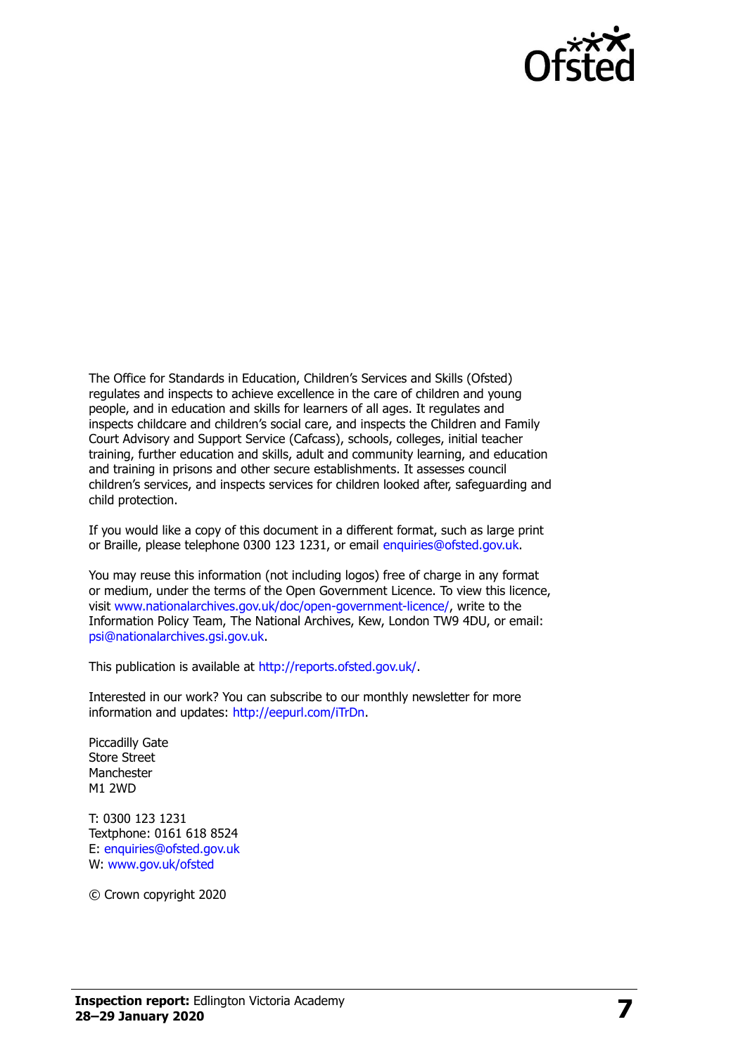The Office for Standards in Education, Children's Services and Skills (Ofsted) regulates and inspects to achieve excellence in the care of children and young people, and in education and skills for learners of all ages. It regulates and inspects childcare and children's social care, and inspects the Children and Family Court Advisory and Support Service (Cafcass), schools, colleges, initial teacher training, further education and skills, adult and community learning, and education and training in prisons and other secure establishments. It assesses council children's services, and inspects services for children looked after, safeguarding and child protection.

If you would like a copy of this document in a different format, such as large print or Braille, please telephone 0300 123 1231, or email enquiries@ofsted.gov.uk.

You may reuse this information (not including logos) free of charge in any format or medium, under the terms of the Open Government Licence. To view this licence, visit www.nationalarchives.gov.uk/doc/open-government-licence/, write to the Information Policy Team, The National Archives, Kew, London TW9 4DU, or email: psi@nationalarchives.gsi.gov.uk.

This publication is available at http://reports.ofsted.gov.uk/.

Interested in our work? You can subscribe to our monthly newsletter for more information and updates: http://eepurl.com/iTrDn.

Piccadilly Gate
Store Street
Manchester
M1 2WD

T: 0300 123 1231
Textphone: 0161 618 8524
E: enquiries@ofsted.gov.uk
W: www.gov.uk/ofsted

© Crown copyright 2020